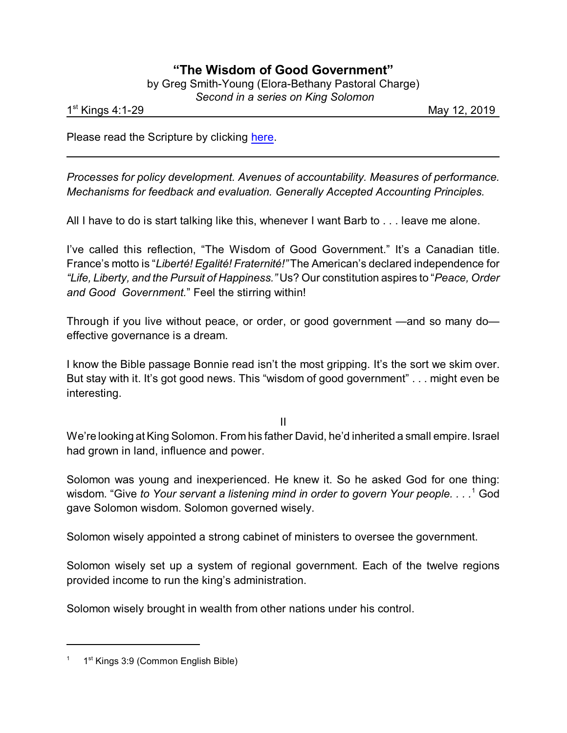# "The Wisdom of Good Government"

by Greg Smith-Young (Elora-Bethany Pastoral Charge)
*Second in a series on King Solomon*

1st Kings 4:1-29 May 12, 2019

Please read the Scripture by clicking here.

---

*Processes for policy development. Avenues of accountability. Measures of performance. Mechanisms for feedback and evaluation. Generally Accepted Accounting Principles.*

All I have to do is start talking like this, whenever I want Barb to . . . leave me alone.

I've called this reflection, "The Wisdom of Good Government." It's a Canadian title. France's motto is "*Liberté! Egalité! Fraternité!*" The American's declared independence for *"Life, Liberty, and the Pursuit of Happiness."* Us? Our constitution aspires to "*Peace, Order and Good Government.*" Feel the stirring within!

Through if you live without peace, or order, or good government —and so many do— effective governance is a dream.

I know the Bible passage Bonnie read isn't the most gripping. It's the sort we skim over. But stay with it. It's got good news. This "wisdom of good government" . . . might even be interesting.

II

We're looking at King Solomon. From his father David, he'd inherited a small empire. Israel had grown in land, influence and power.

Solomon was young and inexperienced. He knew it. So he asked God for one thing: wisdom. "Give *to Your servant a listening mind in order to govern Your people. . . .*[1] God gave Solomon wisdom. Solomon governed wisely.

Solomon wisely appointed a strong cabinet of ministers to oversee the government.

Solomon wisely set up a system of regional government. Each of the twelve regions provided income to run the king's administration.

Solomon wisely brought in wealth from other nations under his control.

---

[1] 1st Kings 3:9 (Common English Bible)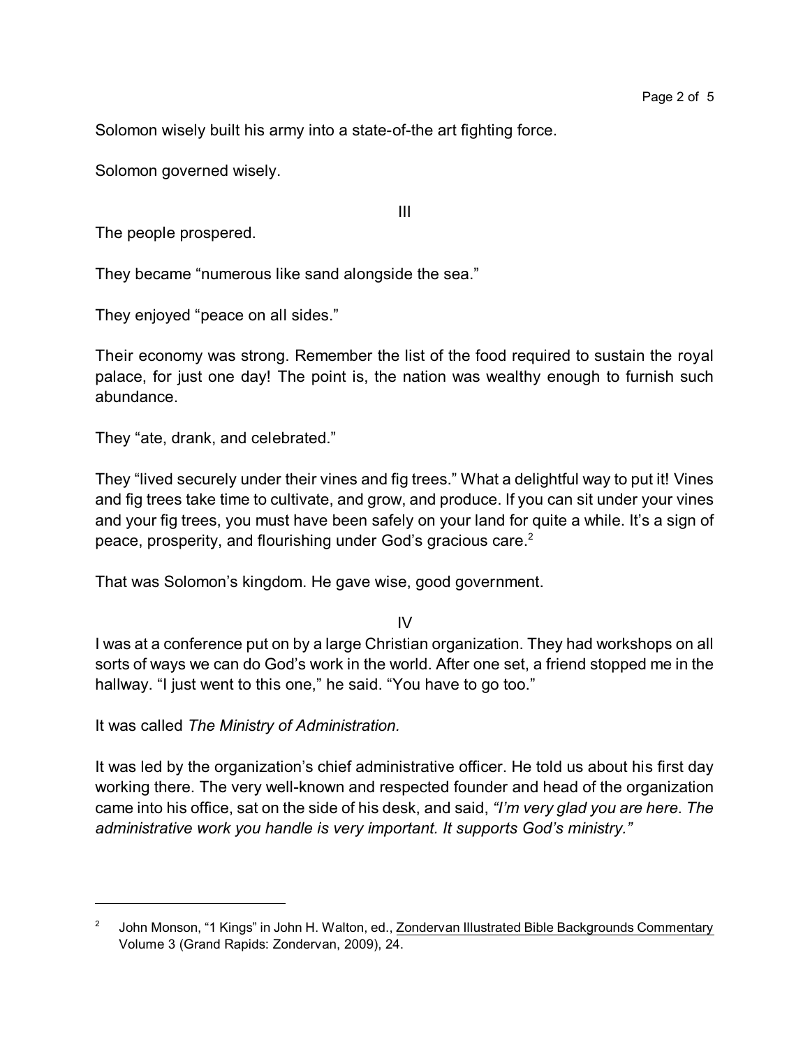Solomon wisely built his army into a state-of-the art fighting force.

Solomon governed wisely.

III

The people prospered.

They became "numerous like sand alongside the sea."

They enjoyed "peace on all sides."

Their economy was strong. Remember the list of the food required to sustain the royal palace, for just one day! The point is, the nation was wealthy enough to furnish such abundance.

They "ate, drank, and celebrated."

They "lived securely under their vines and fig trees." What a delightful way to put it! Vines and fig trees take time to cultivate, and grow, and produce. If you can sit under your vines and your fig trees, you must have been safely on your land for quite a while. It's a sign of peace, prosperity, and flourishing under God's gracious care.[2]

That was Solomon's kingdom. He gave wise, good government.

IV

I was at a conference put on by a large Christian organization. They had workshops on all sorts of ways we can do God's work in the world. After one set, a friend stopped me in the hallway. "I just went to this one," he said. "You have to go too."

It was called *The Ministry of Administration.*

It was led by the organization's chief administrative officer. He told us about his first day working there. The very well-known and respected founder and head of the organization came into his office, sat on the side of his desk, and said, *"I'm very glad you are here. The administrative work you handle is very important. It supports God's ministry."*

---

[2] John Monson, "1 Kings" in John H. Walton, ed., Zondervan Illustrated Bible Backgrounds Commentary Volume 3 (Grand Rapids: Zondervan, 2009), 24.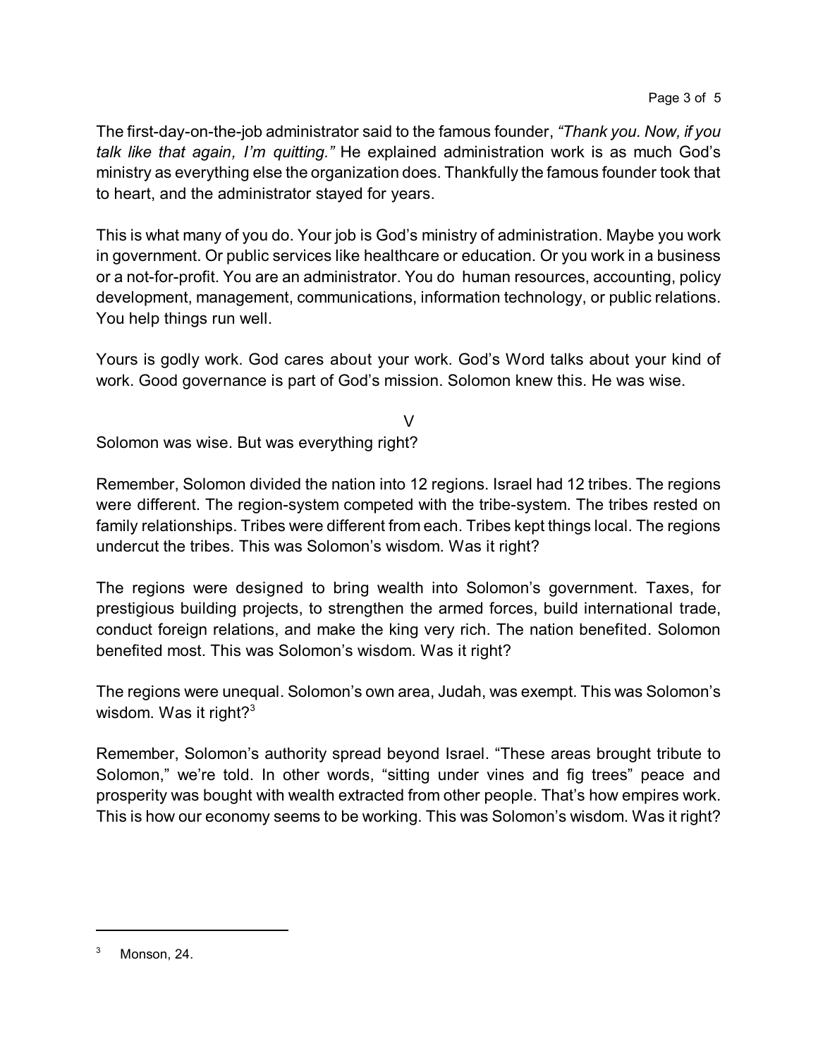The first-day-on-the-job administrator said to the famous founder, *"Thank you. Now, if you talk like that again, I'm quitting."* He explained administration work is as much God's ministry as everything else the organization does. Thankfully the famous founder took that to heart, and the administrator stayed for years.

This is what many of you do. Your job is God's ministry of administration. Maybe you work in government. Or public services like healthcare or education. Or you work in a business or a not-for-profit. You are an administrator. You do human resources, accounting, policy development, management, communications, information technology, or public relations. You help things run well.

Yours is godly work. God cares about your work. God's Word talks about your kind of work. Good governance is part of God's mission. Solomon knew this. He was wise.

V

Solomon was wise. But was everything right?

Remember, Solomon divided the nation into 12 regions. Israel had 12 tribes. The regions were different. The region-system competed with the tribe-system. The tribes rested on family relationships. Tribes were different from each. Tribes kept things local. The regions undercut the tribes. This was Solomon's wisdom. Was it right?

The regions were designed to bring wealth into Solomon's government. Taxes, for prestigious building projects, to strengthen the armed forces, build international trade, conduct foreign relations, and make the king very rich. The nation benefited. Solomon benefited most. This was Solomon's wisdom. Was it right?

The regions were unequal. Solomon's own area, Judah, was exempt. This was Solomon's wisdom. Was it right?[3]

Remember, Solomon's authority spread beyond Israel. "These areas brought tribute to Solomon," we're told. In other words, "sitting under vines and fig trees" peace and prosperity was bought with wealth extracted from other people. That's how empires work. This is how our economy seems to be working. This was Solomon's wisdom. Was it right?

---

[3] Monson, 24.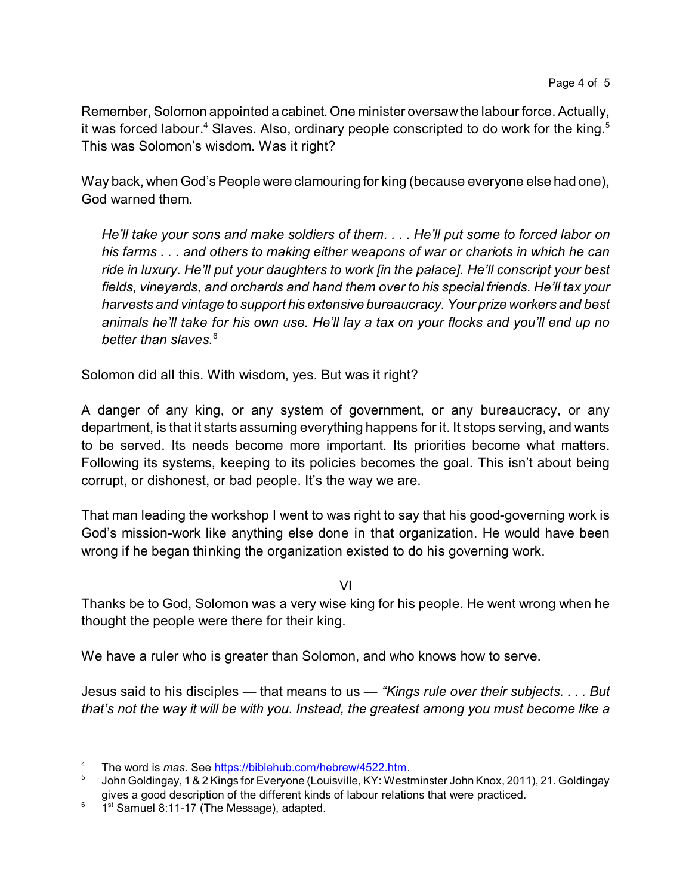Remember, Solomon appointed a cabinet. One minister oversaw the labour force. Actually, it was forced labour.[4] Slaves. Also, ordinary people conscripted to do work for the king.[5] This was Solomon's wisdom. Was it right?

Way back, when God's People were clamouring for king (because everyone else had one), God warned them.

> *He'll take your sons and make soldiers of them. . . . He'll put some to forced labor on his farms . . . and others to making either weapons of war or chariots in which he can ride in luxury. He'll put your daughters to work [in the palace]. He'll conscript your best fields, vineyards, and orchards and hand them over to his special friends. He'll tax your harvests and vintage to support his extensive bureaucracy. Your prize workers and best animals he'll take for his own use. He'll lay a tax on your flocks and you'll end up no better than slaves.*[6]

Solomon did all this. With wisdom, yes. But was it right?

A danger of any king, or any system of government, or any bureaucracy, or any department, is that it starts assuming everything happens for it. It stops serving, and wants to be served. Its needs become more important. Its priorities become what matters. Following its systems, keeping to its policies becomes the goal. This isn't about being corrupt, or dishonest, or bad people. It's the way we are.

That man leading the workshop I went to was right to say that his good-governing work is God's mission-work like anything else done in that organization. He would have been wrong if he began thinking the organization existed to do his governing work.

VI

Thanks be to God, Solomon was a very wise king for his people. He went wrong when he thought the people were there for their king.

We have a ruler who is greater than Solomon, and who knows how to serve.

Jesus said to his disciples — that means to us — *"Kings rule over their subjects. . . . But that's not the way it will be with you. Instead, the greatest among you must become like a*

---

[4] The word is *mas.* See https://biblehub.com/hebrew/4522.htm.

[5] John Goldingay, 1 & 2 Kings for Everyone (Louisville, KY: Westminster John Knox, 2011), 21. Goldingay gives a good description of the different kinds of labour relations that were practiced.

[6] 1st Samuel 8:11-17 (The Message), adapted.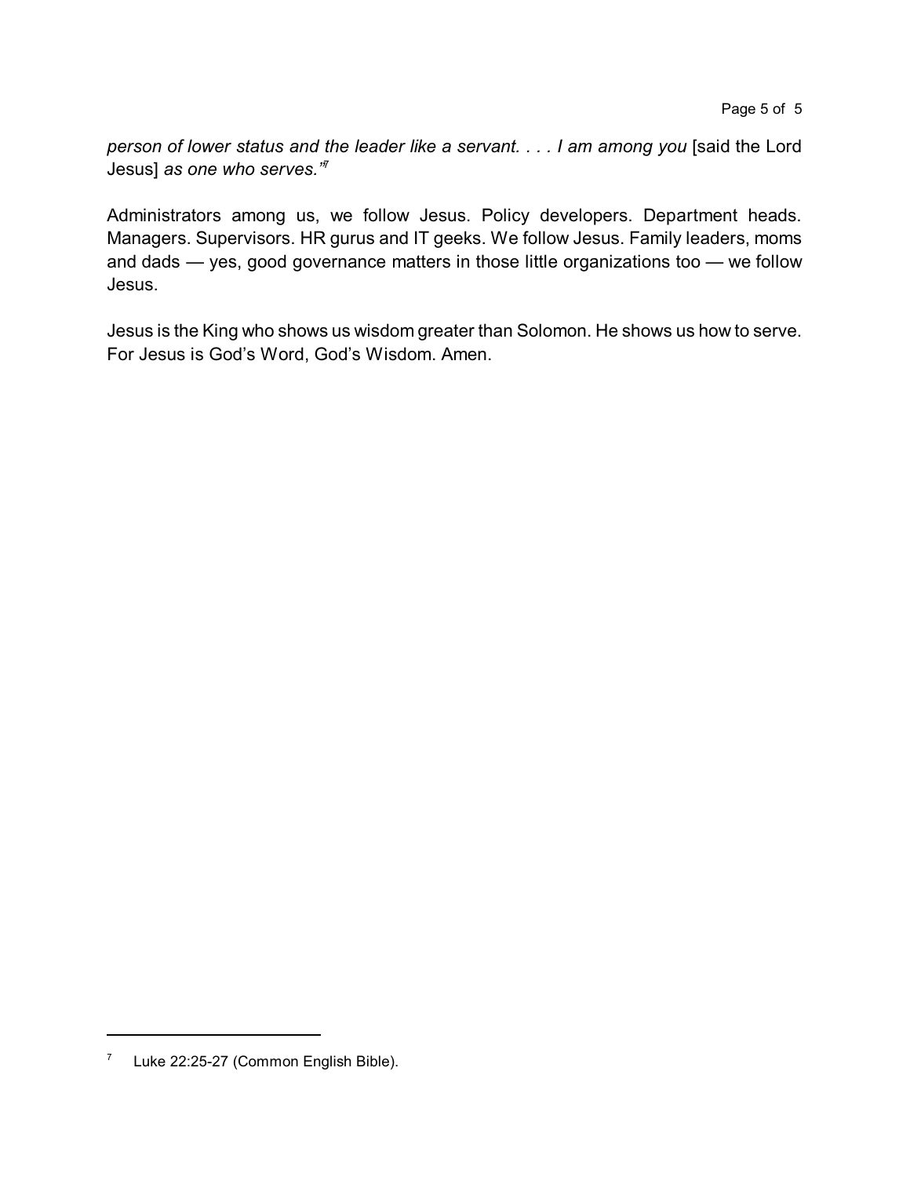*person of lower status and the leader like a servant. . . . I am among you* [said the Lord Jesus] *as one who serves."*[7]

Administrators among us, we follow Jesus. Policy developers. Department heads. Managers. Supervisors. HR gurus and IT geeks. We follow Jesus. Family leaders, moms and dads — yes, good governance matters in those little organizations too — we follow Jesus.

Jesus is the King who shows us wisdom greater than Solomon. He shows us how to serve. For Jesus is God's Word, God's Wisdom. Amen.

---

[7] Luke 22:25-27 (Common English Bible).